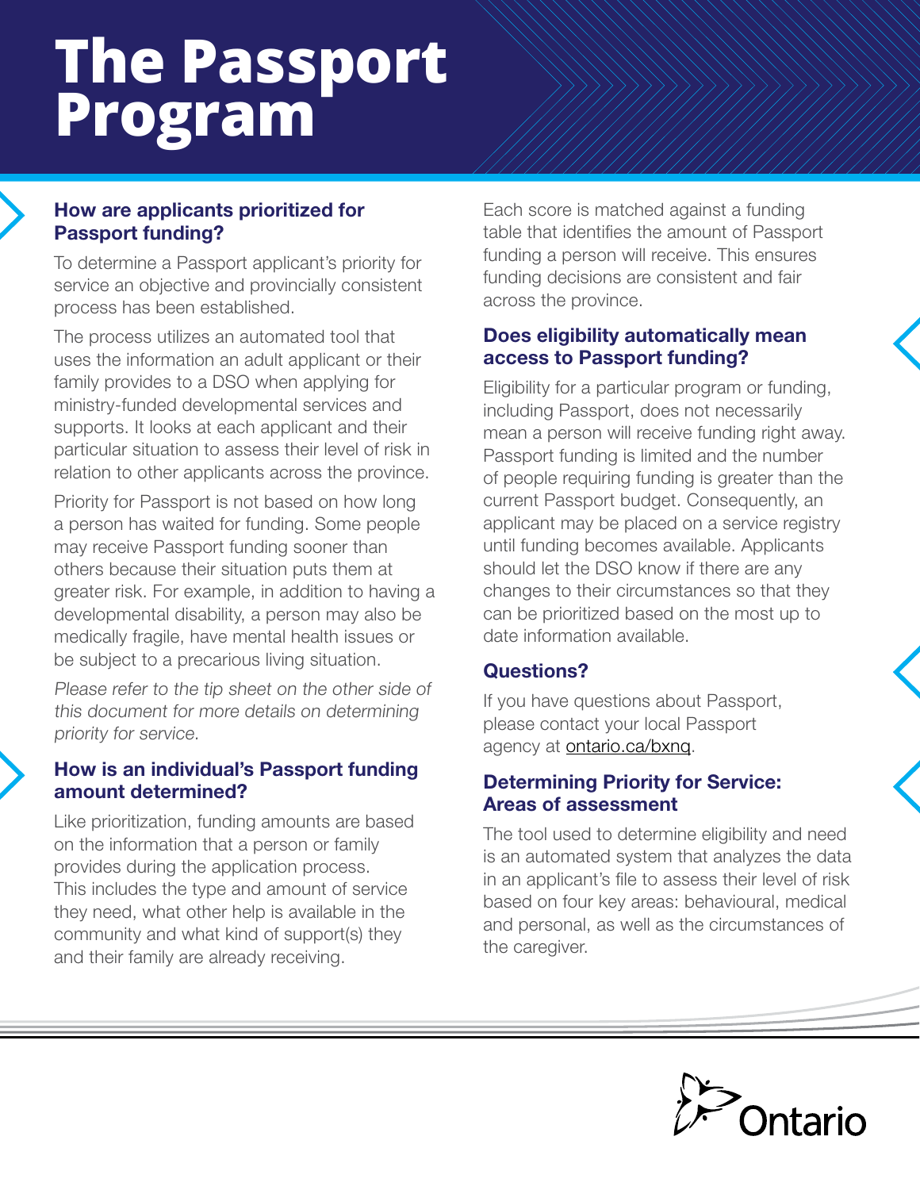# The Passport Program

## How are applicants prioritized for Passport funding?

To determine a Passport applicant's priority for service an objective and provincially consistent process has been established.

The process utilizes an automated tool that uses the information an adult applicant or their family provides to a DSO when applying for ministry-funded developmental services and supports. It looks at each applicant and their particular situation to assess their level of risk in relation to other applicants across the province.

Priority for Passport is not based on how long a person has waited for funding. Some people may receive Passport funding sooner than others because their situation puts them at greater risk. For example, in addition to having a developmental disability, a person may also be medically fragile, have mental health issues or be subject to a precarious living situation.

*Please refer to the tip sheet on the other side of this document for more details on determining priority for service.*

## How is an individual's Passport funding amount determined?

Like prioritization, funding amounts are based on the information that a person or family provides during the application process. This includes the type and amount of service they need, what other help is available in the community and what kind of support(s) they and their family are already receiving.

Each score is matched against a funding table that identifies the amount of Passport funding a person will receive. This ensures funding decisions are consistent and fair across the province.

## Does eligibility automatically mean access to Passport funding?

Eligibility for a particular program or funding, including Passport, does not necessarily mean a person will receive funding right away. Passport funding is limited and the number of people requiring funding is greater than the current Passport budget. Consequently, an applicant may be placed on a service registry until funding becomes available. Applicants should let the DSO know if there are any changes to their circumstances so that they can be prioritized based on the most up to date information available.

## Questions?

If you have questions about Passport, please contact your local Passport agency at ontario.ca/bxnq.

## Determining Priority for Service: Areas of assessment

The tool used to determine eligibility and need is an automated system that analyzes the data in an applicant's file to assess their level of risk based on four key areas: behavioural, medical and personal, as well as the circumstances of the caregiver.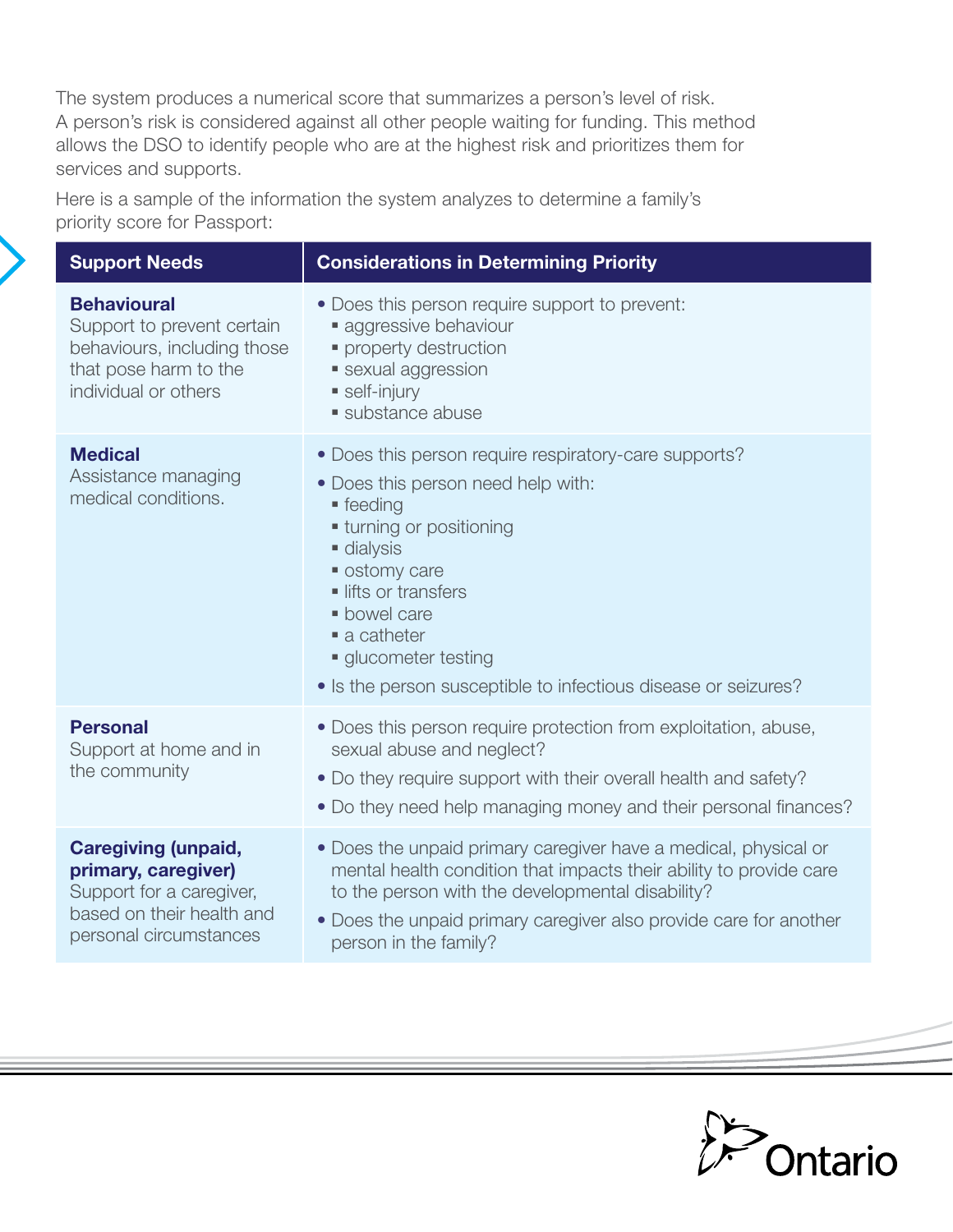The system produces a numerical score that summarizes a person's level of risk. A person's risk is considered against all other people waiting for funding. This method allows the DSO to identify people who are at the highest risk and prioritizes them for services and supports.

Here is a sample of the information the system analyzes to determine a family's priority score for Passport:

| Support Needs | Considerations in Determining Priority |
|---|---|
| **Behavioural**<br>Support to prevent certain behaviours, including those that pose harm to the individual or others | • Does this person require support to prevent:<br>▪ aggressive behaviour<br>▪ property destruction<br>▪ sexual aggression<br>▪ self-injury<br>▪ substance abuse |
| **Medical**<br>Assistance managing medical conditions. | • Does this person require respiratory-care supports?<br>• Does this person need help with:<br>▪ feeding<br>▪ turning or positioning<br>▪ dialysis<br>▪ ostomy care<br>▪ lifts or transfers<br>▪ bowel care<br>▪ a catheter<br>▪ glucometer testing<br>• Is the person susceptible to infectious disease or seizures? |
| **Personal**<br>Support at home and in the community | • Does this person require protection from exploitation, abuse, sexual abuse and neglect?<br>• Do they require support with their overall health and safety?<br>• Do they need help managing money and their personal finances? |
| **Caregiving (unpaid, primary, caregiver)**<br>Support for a caregiver, based on their health and personal circumstances | • Does the unpaid primary caregiver have a medical, physical or mental health condition that impacts their ability to provide care to the person with the developmental disability?<br>• Does the unpaid primary caregiver also provide care for another person in the family? |

Ontario